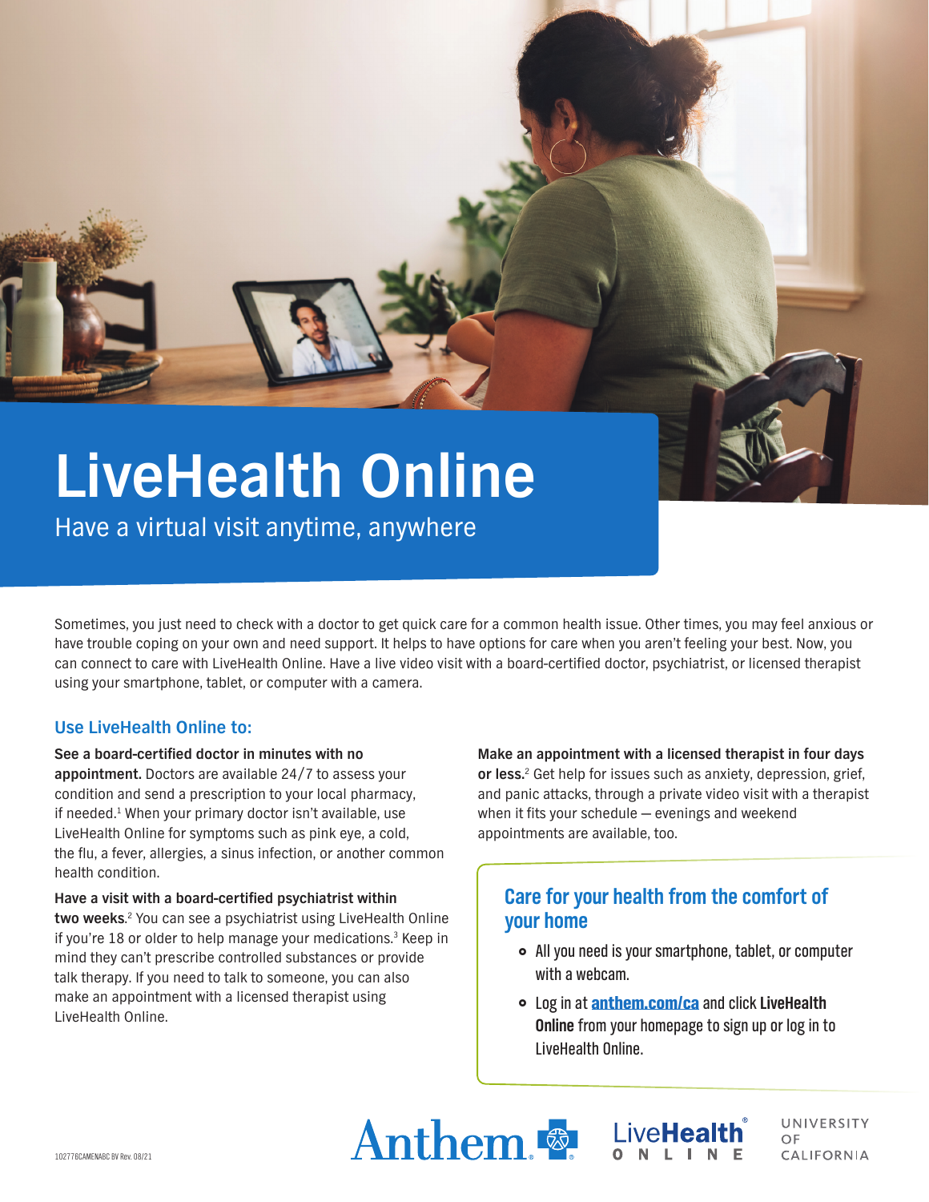# LiveHealth Online

Have a virtual visit anytime, anywhere

Sometimes, you just need to check with a doctor to get quick care for a common health issue. Other times, you may feel anxious or have trouble coping on your own and need support. It helps to have options for care when you aren't feeling your best. Now, you can connect to care with LiveHealth Online. Have a live video visit with a board-certified doctor, psychiatrist, or licensed therapist using your smartphone, tablet, or computer with a camera.

## Use LiveHealth Online to:

**See a board-certified doctor in minutes with no appointment.** Doctors are available 24/7 to assess your condition and send a prescription to your local pharmacy, if needed.[1] When your primary doctor isn't available, use LiveHealth Online for symptoms such as pink eye, a cold, the flu, a fever, allergies, a sinus infection, or another common health condition.

**Have a visit with a board-certified psychiatrist within two weeks.**[2] You can see a psychiatrist using LiveHealth Online if you're 18 or older to help manage your medications.[3] Keep in mind they can't prescribe controlled substances or provide talk therapy. If you need to talk to someone, you can also make an appointment with a licensed therapist using LiveHealth Online.

**Make an appointment with a licensed therapist in four days or less.**[2] Get help for issues such as anxiety, depression, grief, and panic attacks, through a private video visit with a therapist when it fits your schedule — evenings and weekend appointments are available, too.

### Care for your health from the comfort of your home

- All you need is your smartphone, tablet, or computer with a webcam.
- Log in at **anthem.com/ca** and click **LiveHealth Online** from your homepage to sign up or log in to LiveHealth Online.

102776CAMENABC BV Rev. 08/21

Anthem | LiveHealth Online | University of California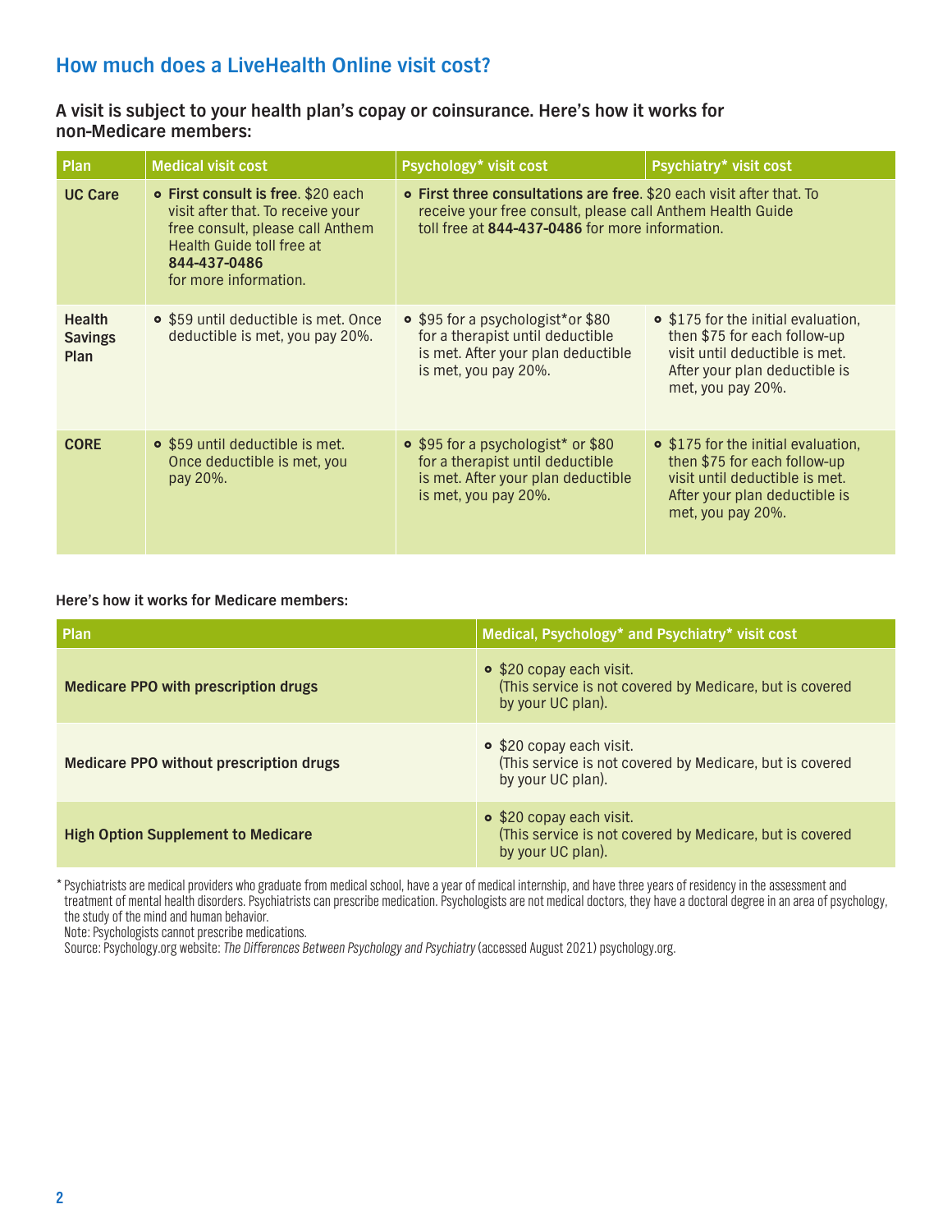## How much does a LiveHealth Online visit cost?

**A visit is subject to your health plan's copay or coinsurance. Here's how it works for non-Medicare members:**

| Plan | Medical visit cost | Psychology* visit cost | Psychiatry* visit cost |
|---|---|---|---|
| **UC Care** | • **First consult is free**. $20 each visit after that. To receive your free consult, please call Anthem Health Guide toll free at **844-437-0486** for more information. | • **First three consultations are free**. $20 each visit after that. To receive your free consult, please call Anthem Health Guide toll free at **844-437-0486** for more information. | |
| **Health Savings Plan** | • $59 until deductible is met. Once deductible is met, you pay 20%. | • $95 for a psychologist*or $80 for a therapist until deductible is met. After your plan deductible is met, you pay 20%. | • $175 for the initial evaluation, then $75 for each follow-up visit until deductible is met. After your plan deductible is met, you pay 20%. |
| **CORE** | • $59 until deductible is met. Once deductible is met, you pay 20%. | • $95 for a psychologist* or $80 for a therapist until deductible is met. After your plan deductible is met, you pay 20%. | • $175 for the initial evaluation, then $75 for each follow-up visit until deductible is met. After your plan deductible is met, you pay 20%. |

**Here's how it works for Medicare members:**

| Plan | Medical, Psychology* and Psychiatry* visit cost |
|---|---|
| **Medicare PPO with prescription drugs** | • $20 copay each visit. (This service is not covered by Medicare, but is covered by your UC plan). |
| **Medicare PPO without prescription drugs** | • $20 copay each visit. (This service is not covered by Medicare, but is covered by your UC plan). |
| **High Option Supplement to Medicare** | • $20 copay each visit. (This service is not covered by Medicare, but is covered by your UC plan). |

\* Psychiatrists are medical providers who graduate from medical school, have a year of medical internship, and have three years of residency in the assessment and treatment of mental health disorders. Psychiatrists can prescribe medication. Psychologists are not medical doctors, they have a doctoral degree in an area of psychology, the study of the mind and human behavior.

Note: Psychologists cannot prescribe medications.

Source: Psychology.org website: *The Differences Between Psychology and Psychiatry* (accessed August 2021) psychology.org.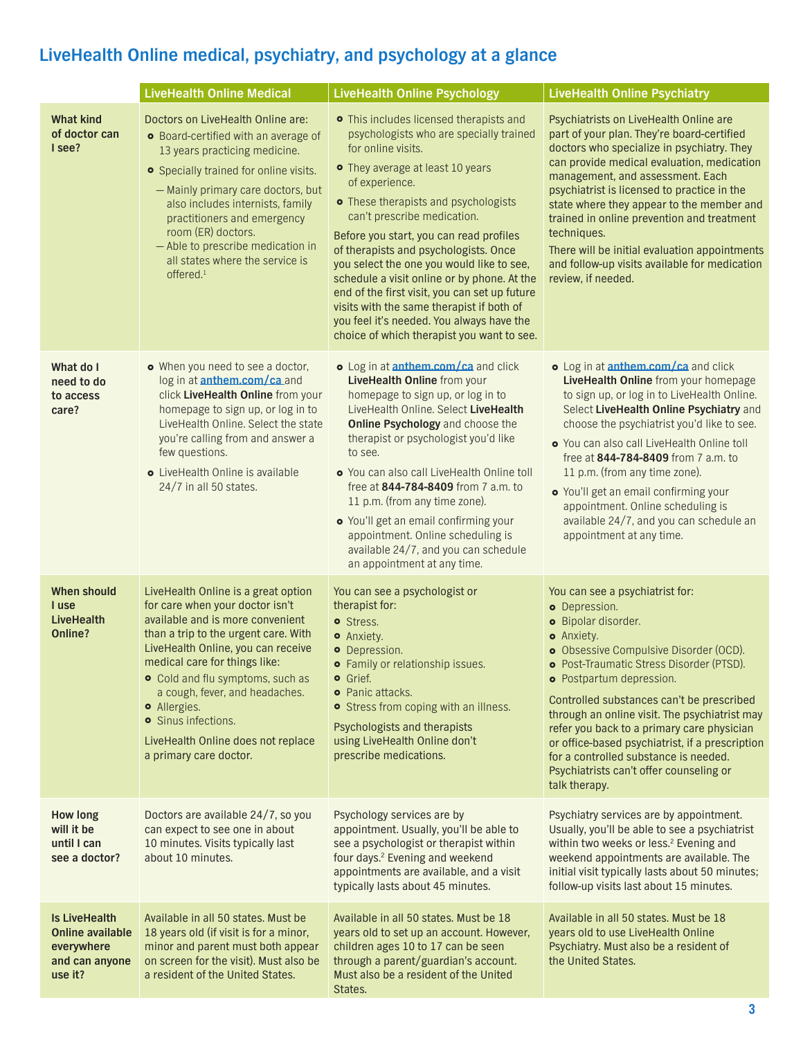## LiveHealth Online medical, psychiatry, and psychology at a glance

| | LiveHealth Online Medical | LiveHealth Online Psychology | LiveHealth Online Psychiatry |
|---|---|---|---|
| **What kind of doctor can I see?** | Doctors on LiveHealth Online are:<br>• Board-certified with an average of 13 years practicing medicine.<br>• Specially trained for online visits.<br>— Mainly primary care doctors, but also includes internists, family practitioners and emergency room (ER) doctors.<br>— Able to prescribe medication in all states where the service is offered.[1] | • This includes licensed therapists and psychologists who are specially trained for online visits.<br>• They average at least 10 years of experience.<br>• These therapists and psychologists can't prescribe medication.<br>Before you start, you can read profiles of therapists and psychologists. Once you select the one you would like to see, schedule a visit online or by phone. At the end of the first visit, you can set up future visits with the same therapist if both of you feel it's needed. You always have the choice of which therapist you want to see. | Psychiatrists on LiveHealth Online are part of your plan. They're board-certified doctors who specialize in psychiatry. They can provide medical evaluation, medication management, and assessment. Each psychiatrist is licensed to practice in the state where they appear to the member and trained in online prevention and treatment techniques.<br>There will be initial evaluation appointments and follow-up visits available for medication review, if needed. |
| **What do I need to do to access care?** | • When you need to see a doctor, log in at anthem.com/ca and click **LiveHealth Online** from your homepage to sign up, or log in to LiveHealth Online. Select the state you're calling from and answer a few questions.<br>• LiveHealth Online is available 24/7 in all 50 states. | • Log in at anthem.com/ca and click **LiveHealth Online** from your homepage to sign up, or log in to LiveHealth Online. Select **LiveHealth Online Psychology** and choose the therapist or psychologist you'd like to see.<br>• You can also call LiveHealth Online toll free at **844-784-8409** from 7 a.m. to 11 p.m. (from any time zone).<br>• You'll get an email confirming your appointment. Online scheduling is available 24/7, and you can schedule an appointment at any time. | • Log in at anthem.com/ca and click **LiveHealth Online** from your homepage to sign up, or log in to LiveHealth Online. Select **LiveHealth Online Psychiatry** and choose the psychiatrist you'd like to see.<br>• You can also call LiveHealth Online toll free at **844-784-8409** from 7 a.m. to 11 p.m. (from any time zone).<br>• You'll get an email confirming your appointment. Online scheduling is available 24/7, and you can schedule an appointment at any time. |
| **When should I use LiveHealth Online?** | LiveHealth Online is a great option for care when your doctor isn't available and is more convenient than a trip to the urgent care. With LiveHealth Online, you can receive medical care for things like:<br>• Cold and flu symptoms, such as a cough, fever, and headaches.<br>• Allergies.<br>• Sinus infections.<br>LiveHealth Online does not replace a primary care doctor. | You can see a psychologist or therapist for:<br>• Stress.<br>• Anxiety.<br>• Depression.<br>• Family or relationship issues.<br>• Grief.<br>• Panic attacks.<br>• Stress from coping with an illness.<br>Psychologists and therapists using LiveHealth Online don't prescribe medications. | You can see a psychiatrist for:<br>• Depression.<br>• Bipolar disorder.<br>• Anxiety.<br>• Obsessive Compulsive Disorder (OCD).<br>• Post-Traumatic Stress Disorder (PTSD).<br>• Postpartum depression.<br>Controlled substances can't be prescribed through an online visit. The psychiatrist may refer you back to a primary care physician or office-based psychiatrist, if a prescription for a controlled substance is needed. Psychiatrists can't offer counseling or talk therapy. |
| **How long will it be until I can see a doctor?** | Doctors are available 24/7, so you can expect to see one in about 10 minutes. Visits typically last about 10 minutes. | Psychology services are by appointment. Usually, you'll be able to see a psychologist or therapist within four days.[2] Evening and weekend appointments are available, and a visit typically lasts about 45 minutes. | Psychiatry services are by appointment. Usually, you'll be able to see a psychiatrist within two weeks or less.[2] Evening and weekend appointments are available. The initial visit typically lasts about 50 minutes; follow-up visits last about 15 minutes. |
| **Is LiveHealth Online available everywhere and can anyone use it?** | Available in all 50 states. Must be 18 years old (if visit is for a minor, minor and parent must both appear on screen for the visit). Must also be a resident of the United States. | Available in all 50 states. Must be 18 years old to set up an account. However, children ages 10 to 17 can be seen through a parent/guardian's account. Must also be a resident of the United States. | Available in all 50 states. Must be 18 years old to use LiveHealth Online Psychiatry. Must also be a resident of the United States. |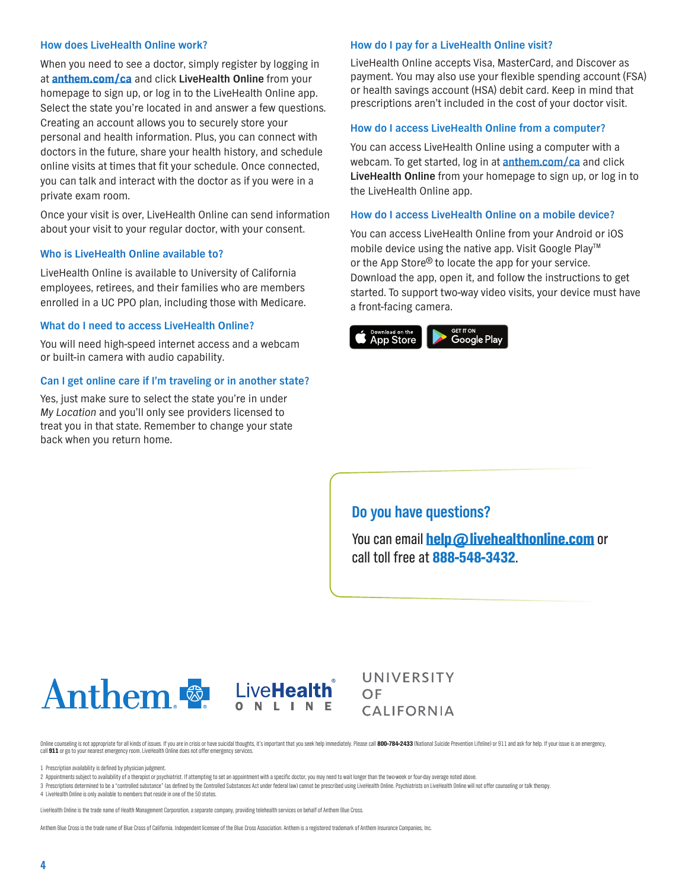### How does LiveHealth Online work?

When you need to see a doctor, simply register by logging in at **anthem.com/ca** and click **LiveHealth Online** from your homepage to sign up, or log in to the LiveHealth Online app. Select the state you're located in and answer a few questions. Creating an account allows you to securely store your personal and health information. Plus, you can connect with doctors in the future, share your health history, and schedule online visits at times that fit your schedule. Once connected, you can talk and interact with the doctor as if you were in a private exam room.

Once your visit is over, LiveHealth Online can send information about your visit to your regular doctor, with your consent.

### Who is LiveHealth Online available to?

LiveHealth Online is available to University of California employees, retirees, and their families who are members enrolled in a UC PPO plan, including those with Medicare.

### What do I need to access LiveHealth Online?

You will need high-speed internet access and a webcam or built-in camera with audio capability.

### Can I get online care if I'm traveling or in another state?

Yes, just make sure to select the state you're in under *My Location* and you'll only see providers licensed to treat you in that state. Remember to change your state back when you return home.

### How do I pay for a LiveHealth Online visit?

LiveHealth Online accepts Visa, MasterCard, and Discover as payment. You may also use your flexible spending account (FSA) or health savings account (HSA) debit card. Keep in mind that prescriptions aren't included in the cost of your doctor visit.

### How do I access LiveHealth Online from a computer?

You can access LiveHealth Online using a computer with a webcam. To get started, log in at **anthem.com/ca** and click **LiveHealth Online** from your homepage to sign up, or log in to the LiveHealth Online app.

### How do I access LiveHealth Online on a mobile device?

You can access LiveHealth Online from your Android or iOS mobile device using the native app. Visit Google Play™ or the App Store® to locate the app for your service. Download the app, open it, and follow the instructions to get started. To support two-way video visits, your device must have a front-facing camera.

Download on the App Store

GET IT ON Google Play

## Do you have questions?

You can email **help@livehealthonline.com** or call toll free at **888-548-3432**.

Anthem LiveHealth ONLINE UNIVERSITY OF CALIFORNIA

Online counseling is not appropriate for all kinds of issues. If you are in crisis or have suicidal thoughts, it's important that you seek help immediately. Please call **800-784-2433** (National Suicide Prevention Lifeline) or 911 and ask for help. If your issue is an emergency, call **911** or go to your nearest emergency room. LiveHealth Online does not offer emergency services.

1 Prescription availability is defined by physician judgment.
2 Appointments subject to availability of a therapist or psychiatrist. If attempting to set an appointment with a specific doctor, you may need to wait longer than the two-week or four-day average noted above.
3 Prescriptions determined to be a "controlled substance" (as defined by the Controlled Substances Act under federal law) cannot be prescribed using LiveHealth Online. Psychiatrists on LiveHealth Online will not offer counseling or talk therapy.
4 LiveHealth Online is only available to members that reside in one of the 50 states.

LiveHealth Online is the trade name of Health Management Corporation, a separate company, providing telehealth services on behalf of Anthem Blue Cross.

Anthem Blue Cross is the trade name of Blue Cross of California. Independent licensee of the Blue Cross Association. Anthem is a registered trademark of Anthem Insurance Companies, Inc.